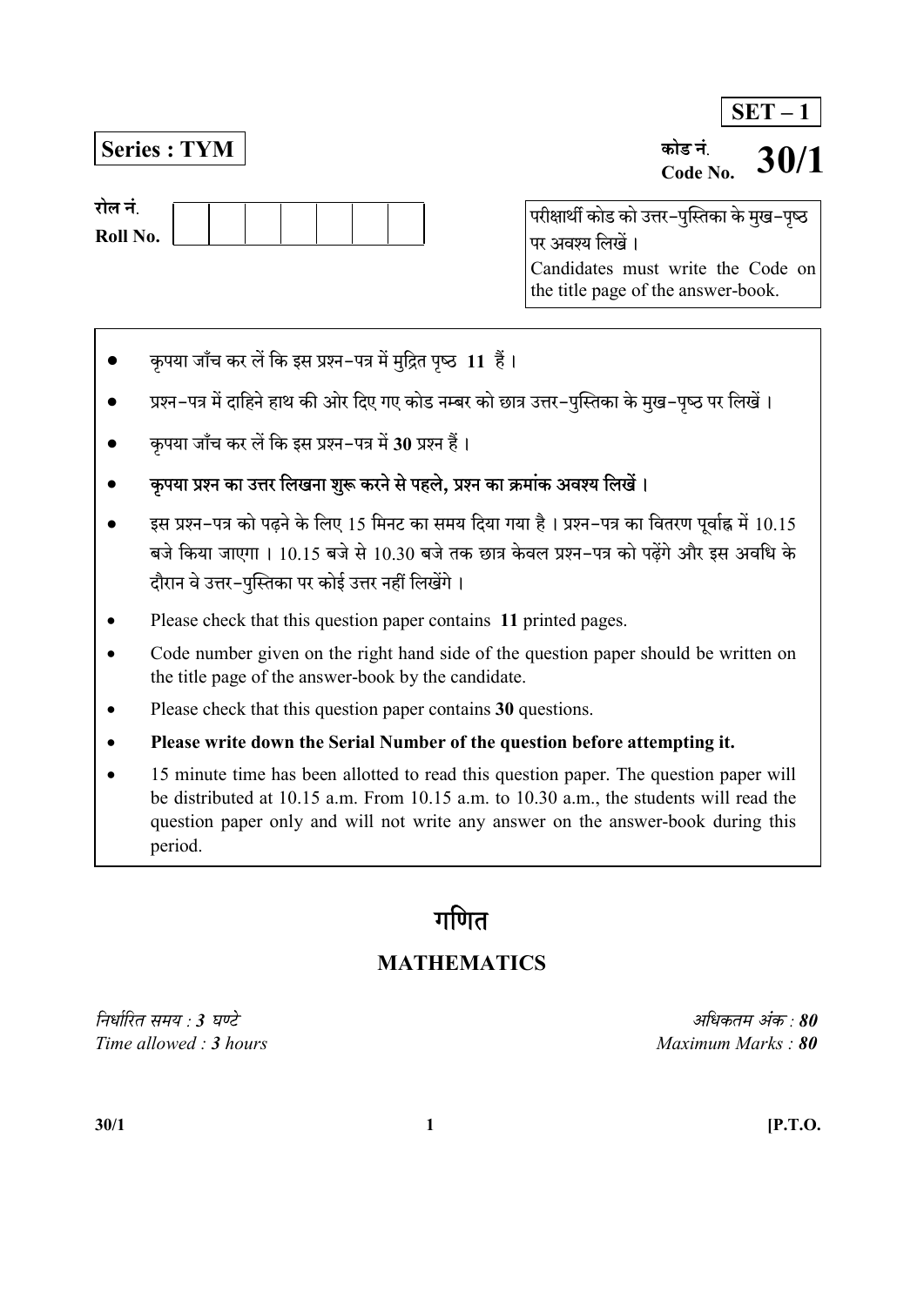**SET – 1**

**Series : TYM**

कोड नं.
Code No. **30/1**

रोल नं.
Roll No. | | | | | | | |

परीक्षार्थी कोड को उत्तर-पुस्तिका के मुख-पृष्ठ पर अवश्य लिखें ।
Candidates must write the Code on the title page of the answer-book.

- कृपया जाँच कर लें कि इस प्रश्न-पत्र में मुद्रित पृष्ठ **11** हैं ।
- प्रश्न-पत्र में दाहिने हाथ की ओर दिए गए कोड नम्बर को छात्र उत्तर-पुस्तिका के मुख-पृष्ठ पर लिखें ।
- कृपया जाँच कर लें कि इस प्रश्न-पत्र में **30** प्रश्न हैं ।
- **कृपया प्रश्न का उत्तर लिखना शुरू करने से पहले, प्रश्न का क्रमांक अवश्य लिखें ।**
- इस प्रश्न-पत्र को पढ़ने के लिए 15 मिनट का समय दिया गया है । प्रश्न-पत्र का वितरण पूर्वाह्न में 10.15 बजे किया जाएगा । 10.15 बजे से 10.30 बजे तक छात्र केवल प्रश्न-पत्र को पढ़ेंगे और इस अवधि के दौरान वे उत्तर-पुस्तिका पर कोई उत्तर नहीं लिखेंगे ।
- Please check that this question paper contains **11** printed pages.
- Code number given on the right hand side of the question paper should be written on the title page of the answer-book by the candidate.
- Please check that this question paper contains **30** questions.
- **Please write down the Serial Number of the question before attempting it.**
- 15 minute time has been allotted to read this question paper. The question paper will be distributed at 10.15 a.m. From 10.15 a.m. to 10.30 a.m., the students will read the question paper only and will not write any answer on the answer-book during this period.

# गणित

## MATHEMATICS

*निर्धारित समय : **3** घण्टे* *अधिकतम अंक : **80***

*Time allowed : **3** hours* *Maximum Marks : **80***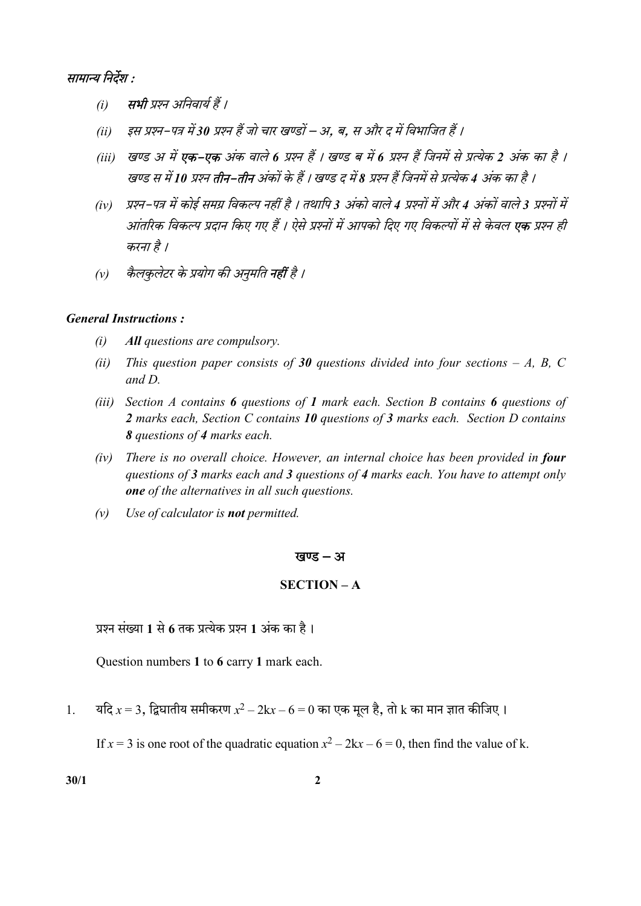*सामान्य निर्देश :*

*(i)* ***सभी** प्रश्न अनिवार्य हैं ।*

*(ii)* *इस प्रश्न-पत्र में **30** प्रश्न हैं जो चार खण्डों – अ, ब, स और द में विभाजित हैं ।*

*(iii)* *खण्ड अ में **एक-एक** अंक वाले **6** प्रश्न हैं । खण्ड ब में **6** प्रश्न हैं जिनमें से प्रत्येक **2** अंक का है । खण्ड स में **10** प्रश्न **तीन-तीन** अंकों के हैं । खण्ड द में **8** प्रश्न हैं जिनमें से प्रत्येक **4** अंक का है ।*

*(iv)* *प्रश्न-पत्र में कोई समग्र विकल्प नहीं है । तथापि **3** अंको वाले **4** प्रश्नों में और **4** अंकों वाले **3** प्रश्नों में आंतरिक विकल्प प्रदान किए गए हैं । ऐसे प्रश्नों में आपको दिए गए विकल्पों में से केवल **एक** प्रश्न ही करना है ।*

*(v)* *कैलकुलेटर के प्रयोग की अनुमति **नहीं** है ।*

***General Instructions :***

*(i)* ***All** questions are compulsory.*

*(ii)* *This question paper consists of **30** questions divided into four sections – A, B, C and D.*

*(iii)* *Section A contains **6** questions of **1** mark each. Section B contains **6** questions of **2** marks each, Section C contains **10** questions of **3** marks each. Section D contains **8** questions of **4** marks each.*

*(iv)* *There is no overall choice. However, an internal choice has been provided in **four** questions of **3** marks each and **3** questions of **4** marks each. You have to attempt only **one** of the alternatives in all such questions.*

*(v)* *Use of calculator is **not** permitted.*

## खण्ड – अ

## SECTION – A

प्रश्न संख्या **1** से **6** तक प्रत्येक प्रश्न **1** अंक का है ।

Question numbers **1** to **6** carry **1** mark each.

1. यदि $x = 3$, द्विघातीय समीकरण $x^2 - 2kx - 6 = 0$ का एक मूल है, तो k का मान ज्ञात कीजिए ।

   If $x = 3$ is one root of the quadratic equation $x^2 - 2kx - 6 = 0$, then find the value of k.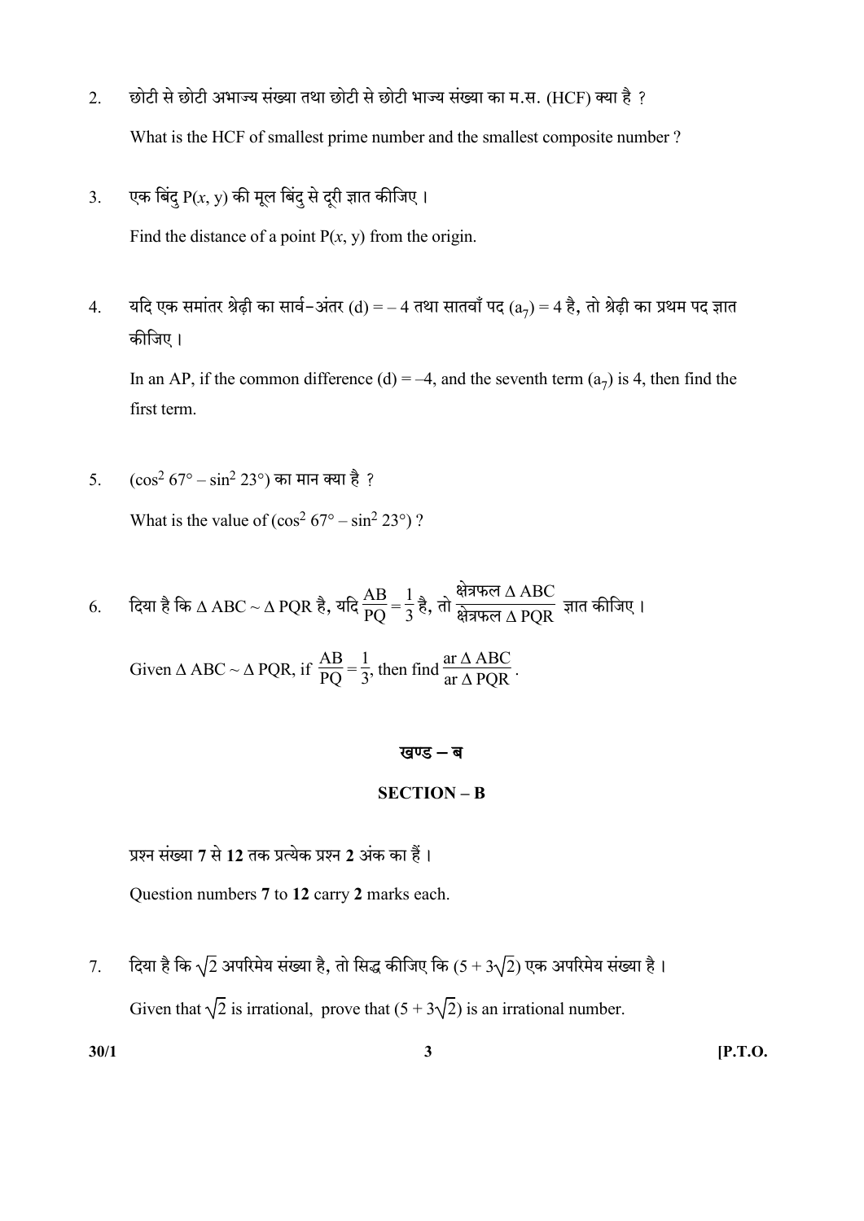2. छोटी से छोटी अभाज्य संख्या तथा छोटी से छोटी भाज्य संख्या का म.स. (HCF) क्या है ?

   What is the HCF of smallest prime number and the smallest composite number ?

3. एक बिंदु $P(x, y)$ की मूल बिंदु से दूरी ज्ञात कीजिए ।

   Find the distance of a point $P(x, y)$ from the origin.

4. यदि एक समांतर श्रेढ़ी का सार्व-अंतर $(d) = -4$ तथा सातवाँ पद $(a_7) = 4$ है, तो श्रेढ़ी का प्रथम पद ज्ञात कीजिए ।

   In an AP, if the common difference $(d) = -4$, and the seventh term $(a_7)$ is 4, then find the first term.

5. $(\cos^2 67° - \sin^2 23°)$ का मान क्या है ?

   What is the value of $(\cos^2 67° - \sin^2 23°)$ ?

6. दिया है कि $\Delta ABC \sim \Delta PQR$ है, यदि $\frac{AB}{PQ} = \frac{1}{3}$ है, तो $\frac{\text{क्षेत्रफल } \Delta ABC}{\text{क्षेत्रफल } \Delta PQR}$ ज्ञात कीजिए ।

   Given $\Delta ABC \sim \Delta PQR$, if $\frac{AB}{PQ} = \frac{1}{3}$, then find $\frac{\text{ar } \Delta ABC}{\text{ar } \Delta PQR}$.

## खण्ड – ब

## SECTION – B

प्रश्न संख्या **7** से **12** तक प्रत्येक प्रश्न **2** अंक का हैं ।

Question numbers **7** to **12** carry **2** marks each.

7. दिया है कि $\sqrt{2}$ अपरिमेय संख्या है, तो सिद्ध कीजिए कि $(5 + 3\sqrt{2})$ एक अपरिमेय संख्या है ।

   Given that $\sqrt{2}$ is irrational, prove that $(5 + 3\sqrt{2})$ is an irrational number.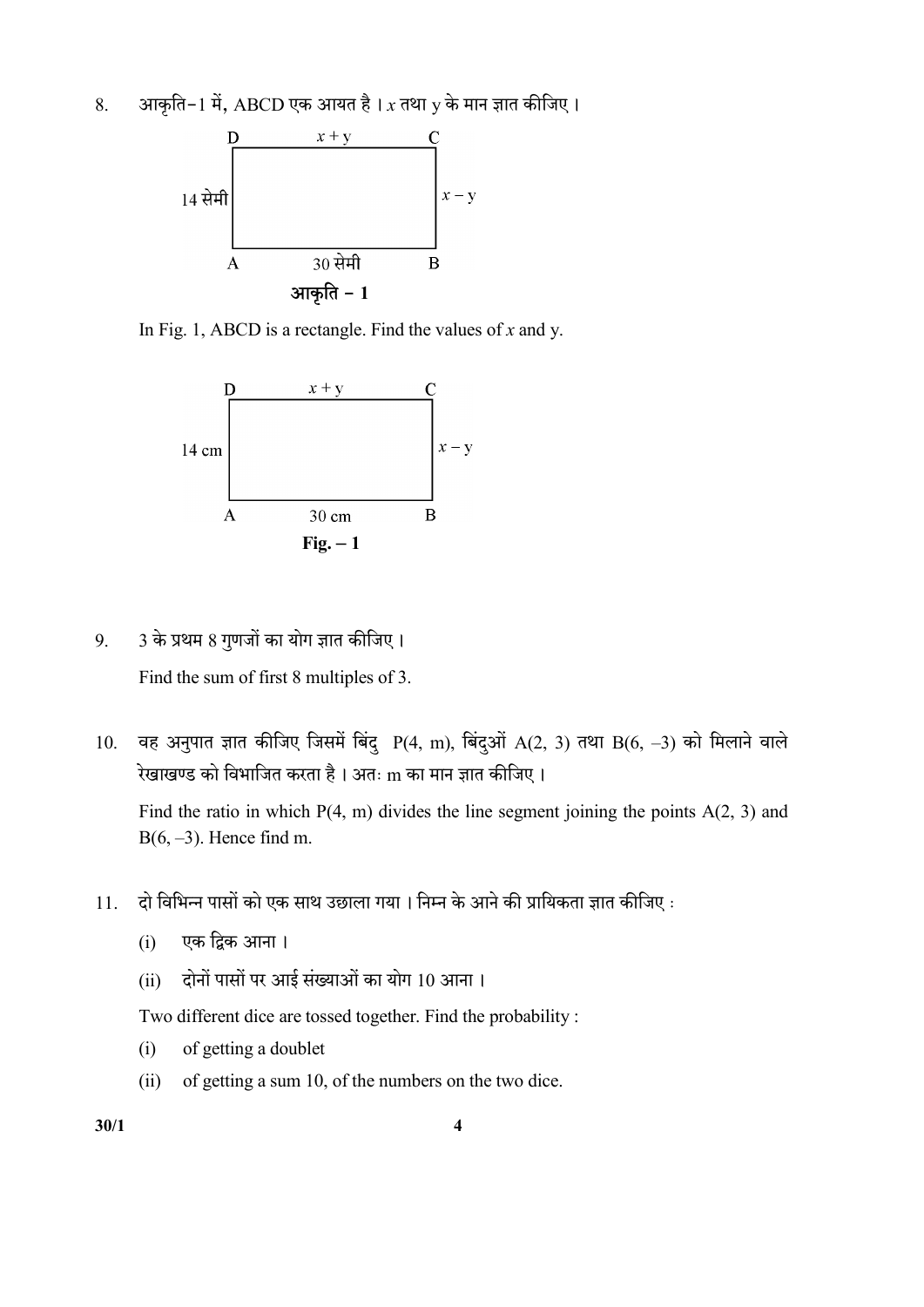8. आकृति-1 में, ABCD एक आयत है । $x$ तथा y के मान ज्ञात कीजिए ।

D $x + y$ C

14 सेमी $x - y$

A 30 सेमी B

**आकृति – 1**

In Fig. 1, ABCD is a rectangle. Find the values of $x$ and y.

D $x + y$ C

14 cm $x - y$

A 30 cm B

**Fig. – 1**

9. 3 के प्रथम 8 गुणजों का योग ज्ञात कीजिए ।

Find the sum of first 8 multiples of 3.

10. वह अनुपात ज्ञात कीजिए जिसमें बिंदु P(4, m), बिंदुओं A(2, 3) तथा B(6, –3) को मिलाने वाले रेखाखण्ड को विभाजित करता है । अतः m का मान ज्ञात कीजिए ।

Find the ratio in which P(4, m) divides the line segment joining the points A(2, 3) and B(6, –3). Hence find m.

11. दो विभिन्न पासों को एक साथ उछाला गया । निम्न के आने की प्रायिकता ज्ञात कीजिए :

(i) एक द्विक आना ।

(ii) दोनों पासों पर आई संख्याओं का योग 10 आना ।

Two different dice are tossed together. Find the probability :

(i) of getting a doublet

(ii) of getting a sum 10, of the numbers on the two dice.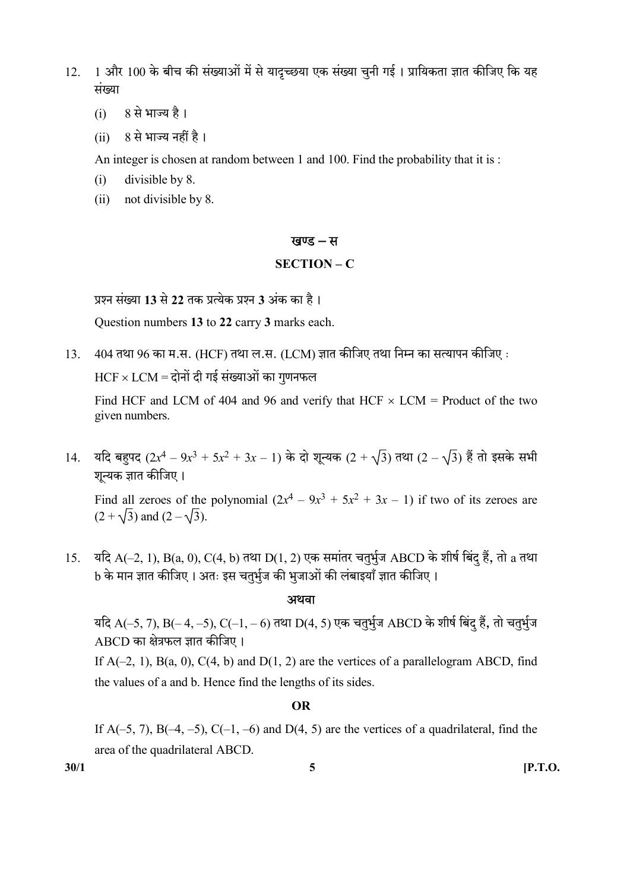12. 1 और 100 के बीच की संख्याओं में से यादृच्छया एक संख्या चुनी गई । प्रायिकता ज्ञात कीजिए कि यह संख्या

    (i) 8 से भाज्य है ।

    (ii) 8 से भाज्य नहीं है ।

    An integer is chosen at random between 1 and 100. Find the probability that it is :

    (i) divisible by 8.

    (ii) not divisible by 8.

## खण्ड – स

## SECTION – C

प्रश्न संख्या **13** से **22** तक प्रत्येक प्रश्न **3** अंक का है ।

Question numbers **13** to **22** carry **3** marks each.

13. 404 तथा 96 का म.स. (HCF) तथा ल.स. (LCM) ज्ञात कीजिए तथा निम्न का सत्यापन कीजिए :

    HCF $\times$ LCM = दोनों दी गई संख्याओं का गुणनफल

    Find HCF and LCM of 404 and 96 and verify that HCF $\times$ LCM = Product of the two given numbers.

14. यदि बहुपद $(2x^4 - 9x^3 + 5x^2 + 3x - 1)$ के दो शून्यक $(2 + \sqrt{3})$ तथा $(2 - \sqrt{3})$ हैं तो इसके सभी शून्यक ज्ञात कीजिए ।

    Find all zeroes of the polynomial $(2x^4 - 9x^3 + 5x^2 + 3x - 1)$ if two of its zeroes are $(2 + \sqrt{3})$ and $(2 - \sqrt{3})$.

15. यदि A(–2, 1), B(a, 0), C(4, b) तथा D(1, 2) एक समांतर चतुर्भुज ABCD के शीर्ष बिंदु हैं, तो a तथा b के मान ज्ञात कीजिए । अतः इस चतुर्भुज की भुजाओं की लंबाइयाँ ज्ञात कीजिए ।

    **अथवा**

    यदि A(–5, 7), B(– 4, –5), C(–1, – 6) तथा D(4, 5) एक चतुर्भुज ABCD के शीर्ष बिंदु हैं, तो चतुर्भुज ABCD का क्षेत्रफल ज्ञात कीजिए ।

    If A(–2, 1), B(a, 0), C(4, b) and D(1, 2) are the vertices of a parallelogram ABCD, find the values of a and b. Hence find the lengths of its sides.

    **OR**

    If A(–5, 7), B(–4, –5), C(–1, –6) and D(4, 5) are the vertices of a quadrilateral, find the area of the quadrilateral ABCD.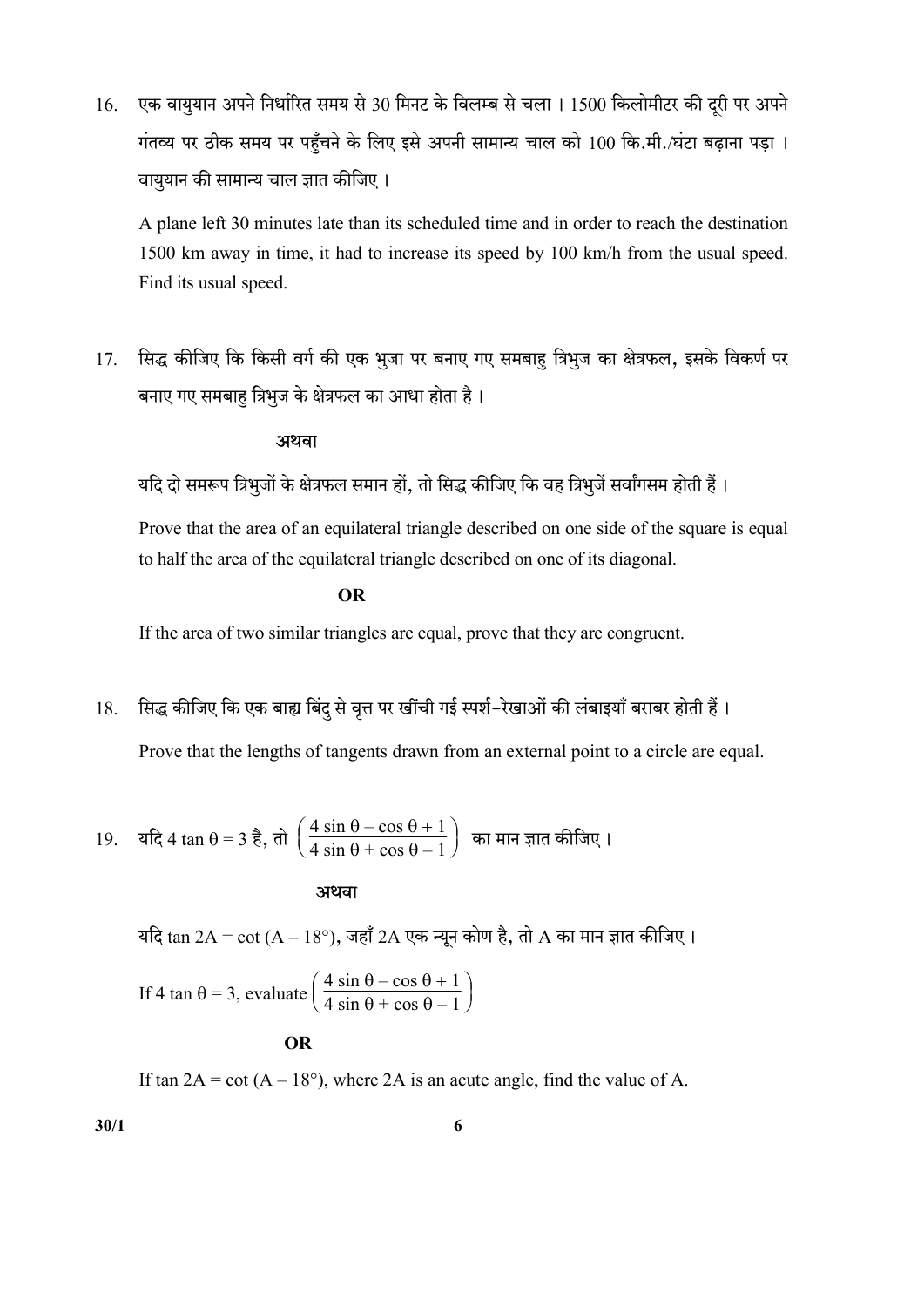16. एक वायुयान अपने निर्धारित समय से 30 मिनट के विलम्ब से चला । 1500 किलोमीटर की दूरी पर अपने गंतव्य पर ठीक समय पर पहुँचने के लिए इसे अपनी सामान्य चाल को 100 कि.मी./घंटा बढ़ाना पड़ा । वायुयान की सामान्य चाल ज्ञात कीजिए ।

A plane left 30 minutes late than its scheduled time and in order to reach the destination 1500 km away in time, it had to increase its speed by 100 km/h from the usual speed. Find its usual speed.

17. सिद्ध कीजिए कि किसी वर्ग की एक भुजा पर बनाए गए समबाहु त्रिभुज का क्षेत्रफल, इसके विकर्ण पर बनाए गए समबाहु त्रिभुज के क्षेत्रफल का आधा होता है ।

**अथवा**

यदि दो समरूप त्रिभुजों के क्षेत्रफल समान हों, तो सिद्ध कीजिए कि वह त्रिभुजें सर्वांगसम होती हैं ।

Prove that the area of an equilateral triangle described on one side of the square is equal to half the area of the equilateral triangle described on one of its diagonal.

**OR**

If the area of two similar triangles are equal, prove that they are congruent.

18. सिद्ध कीजिए कि एक बाह्य बिंदु से वृत्त पर खींची गई स्पर्श-रेखाओं की लंबाइयाँ बराबर होती हैं ।

Prove that the lengths of tangents drawn from an external point to a circle are equal.

19. यदि $4 \tan \theta = 3$ है, तो $\left(\dfrac{4 \sin \theta - \cos \theta + 1}{4 \sin \theta + \cos \theta - 1}\right)$ का मान ज्ञात कीजिए ।

**अथवा**

यदि $\tan 2A = \cot (A - 18°)$, जहाँ $2A$ एक न्यून कोण है, तो A का मान ज्ञात कीजिए ।

If $4 \tan \theta = 3$, evaluate $\left(\dfrac{4 \sin \theta - \cos \theta + 1}{4 \sin \theta + \cos \theta - 1}\right)$

**OR**

If $\tan 2A = \cot (A - 18°)$, where $2A$ is an acute angle, find the value of A.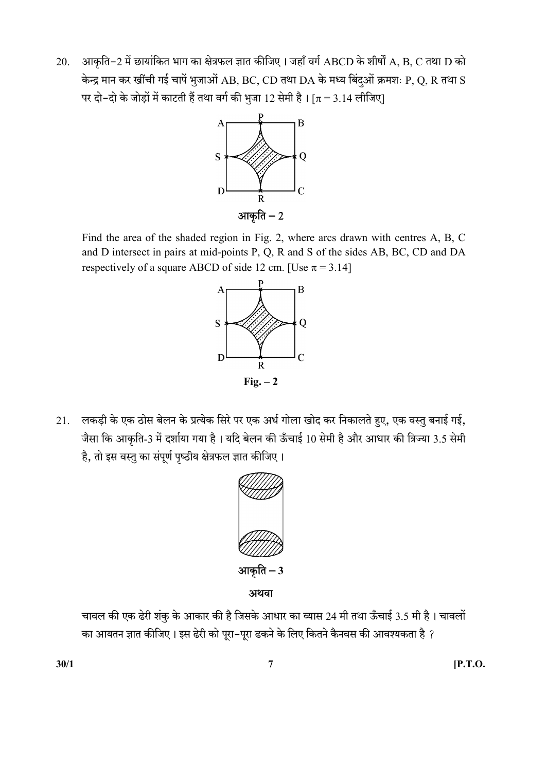20. आकृति-2 में छायांकित भाग का क्षेत्रफल ज्ञात कीजिए । जहाँ वर्ग ABCD के शीर्षों A, B, C तथा D को केन्द्र मान कर खींची गई चापें भुजाओं AB, BC, CD तथा DA के मध्य बिंदुओं क्रमशः P, Q, R तथा S पर दो-दो के जोड़ों में काटती हैं तथा वर्ग की भुजा 12 सेमी है । [$\pi = 3.14$ लीजिए]

आकृति – 2

Find the area of the shaded region in Fig. 2, where arcs drawn with centres A, B, C and D intersect in pairs at mid-points P, Q, R and S of the sides AB, BC, CD and DA respectively of a square ABCD of side 12 cm. [Use $\pi = 3.14$]

**Fig. – 2**

21. लकड़ी के एक ठोस बेलन के प्रत्येक सिरे पर एक अर्ध गोला खोद कर निकालते हुए, एक वस्तु बनाई गई, जैसा कि आकृति-3 में दर्शाया गया है । यदि बेलन की ऊँचाई 10 सेमी है और आधार की त्रिज्या 3.5 सेमी है, तो इस वस्तु का संपूर्ण पृष्ठीय क्षेत्रफल ज्ञात कीजिए ।

**आकृति – 3**

**अथवा**

चावल की एक ढेरी शंकु के आकार की है जिसके आधार का व्यास 24 मी तथा ऊँचाई 3.5 मी है । चावलों का आयतन ज्ञात कीजिए । इस ढेरी को पूरा-पूरा ढकने के लिए कितने कैनवस की आवश्यकता है ?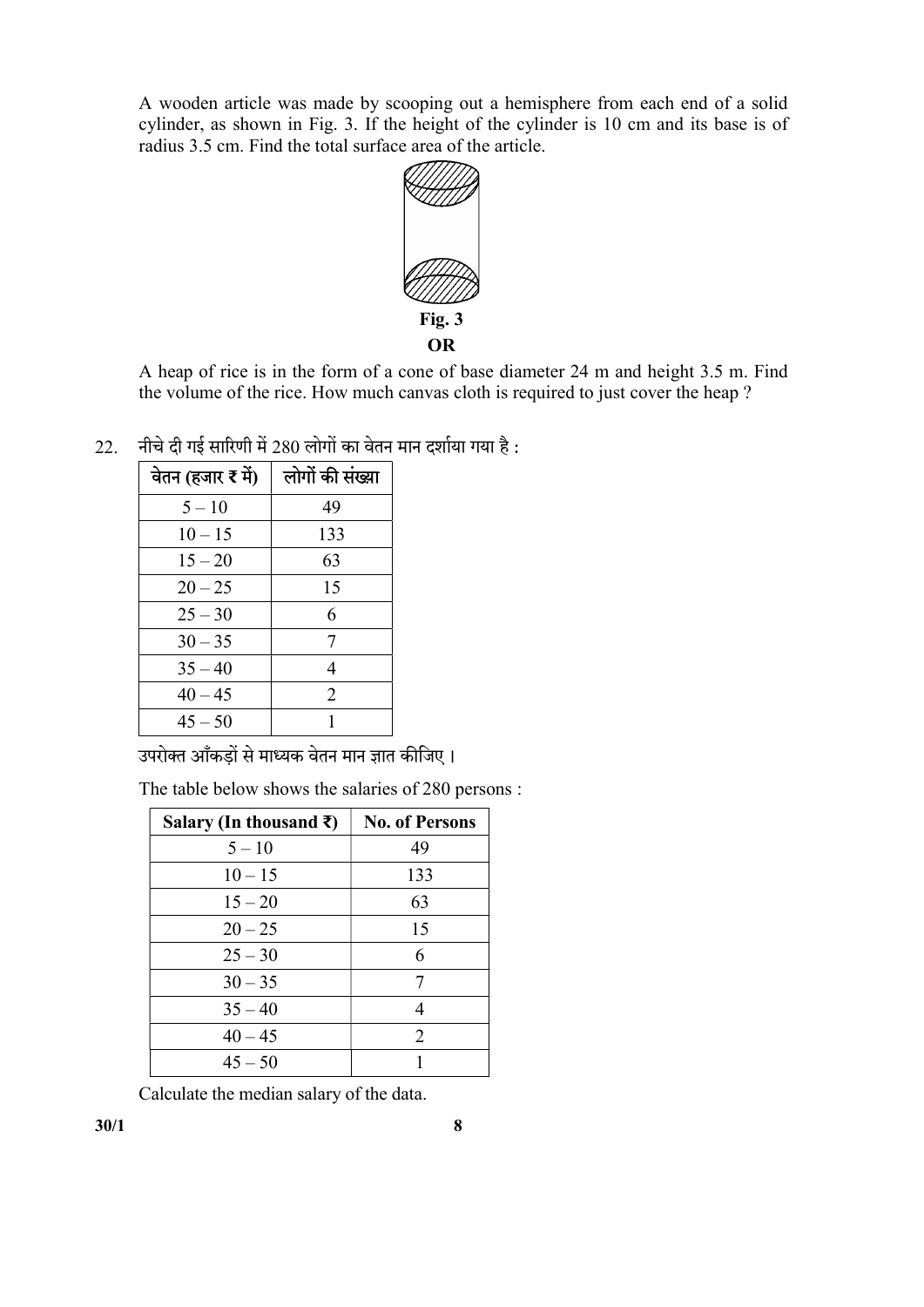A wooden article was made by scooping out a hemisphere from each end of a solid cylinder, as shown in Fig. 3. If the height of the cylinder is 10 cm and its base is of radius 3.5 cm. Find the total surface area of the article.

**Fig. 3**

**OR**

A heap of rice is in the form of a cone of base diameter 24 m and height 3.5 m. Find the volume of the rice. How much canvas cloth is required to just cover the heap ?

22. नीचे दी गई सारिणी में 280 लोगों का वेतन मान दर्शाया गया है :

| वेतन (हजार ₹ में) | लोगों की संख्या |
|---|---|
| 5 – 10 | 49 |
| 10 – 15 | 133 |
| 15 – 20 | 63 |
| 20 – 25 | 15 |
| 25 – 30 | 6 |
| 30 – 35 | 7 |
| 35 – 40 | 4 |
| 40 – 45 | 2 |
| 45 – 50 | 1 |

उपरोक्त आँकड़ों से माध्यक वेतन मान ज्ञात कीजिए ।

The table below shows the salaries of 280 persons :

| Salary (In thousand ₹) | No. of Persons |
|---|---|
| 5 – 10 | 49 |
| 10 – 15 | 133 |
| 15 – 20 | 63 |
| 20 – 25 | 15 |
| 25 – 30 | 6 |
| 30 – 35 | 7 |
| 35 – 40 | 4 |
| 40 – 45 | 2 |
| 45 – 50 | 1 |

Calculate the median salary of the data.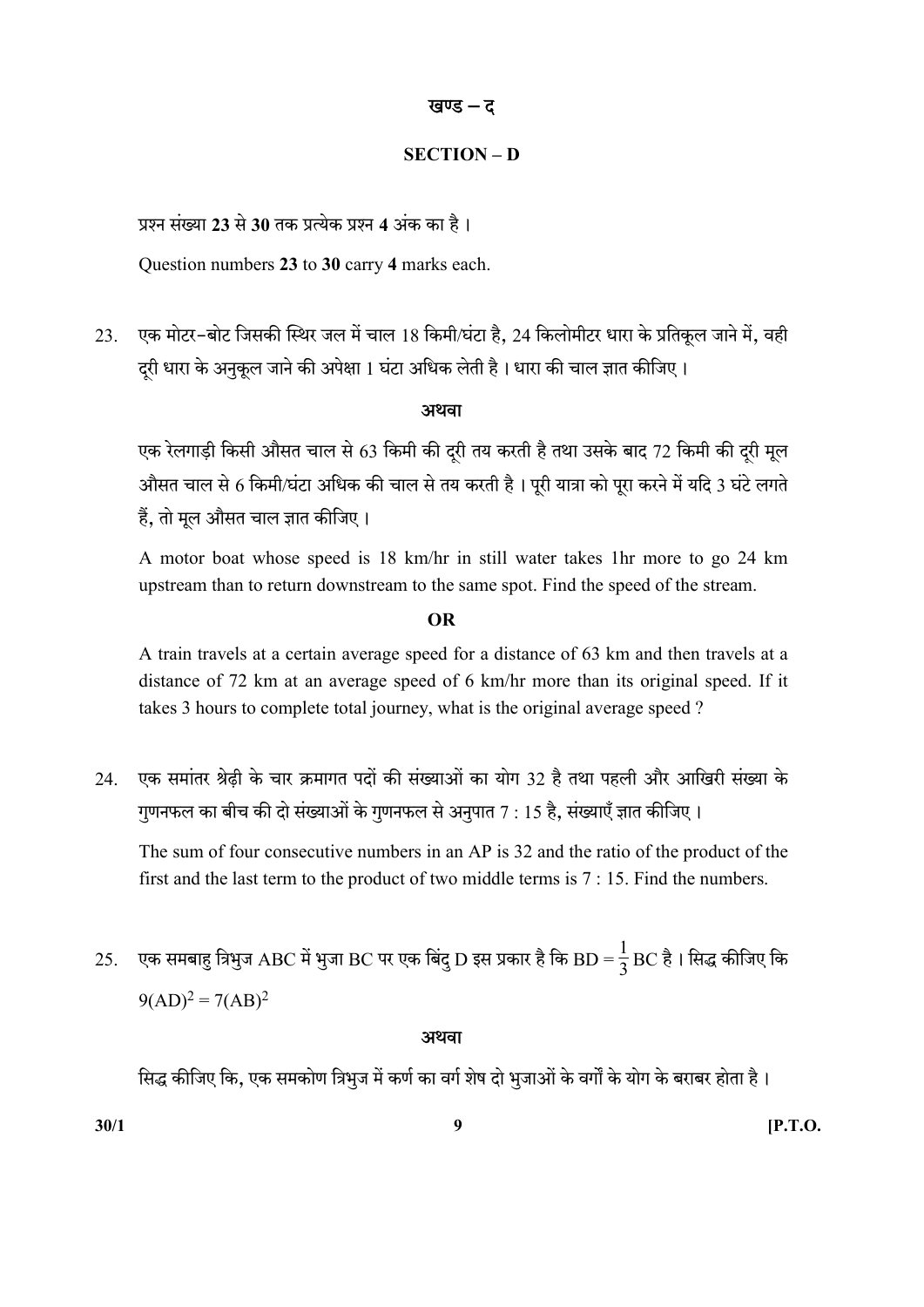## खण्ड – द

## SECTION – D

प्रश्न संख्या **23** से **30** तक प्रत्येक प्रश्न **4** अंक का है ।

Question numbers **23** to **30** carry **4** marks each.

23. एक मोटर–बोट जिसकी स्थिर जल में चाल 18 किमी/घंटा है, 24 किलोमीटर धारा के प्रतिकूल जाने में, वही दूरी धारा के अनुकूल जाने की अपेक्षा 1 घंटा अधिक लेती है । धारा की चाल ज्ञात कीजिए ।

**अथवा**

एक रेलगाड़ी किसी औसत चाल से 63 किमी की दूरी तय करती है तथा उसके बाद 72 किमी की दूरी मूल औसत चाल से 6 किमी/घंटा अधिक की चाल से तय करती है । पूरी यात्रा को पूरा करने में यदि 3 घंटे लगते हैं, तो मूल औसत चाल ज्ञात कीजिए ।

A motor boat whose speed is 18 km/hr in still water takes 1hr more to go 24 km upstream than to return downstream to the same spot. Find the speed of the stream.

**OR**

A train travels at a certain average speed for a distance of 63 km and then travels at a distance of 72 km at an average speed of 6 km/hr more than its original speed. If it takes 3 hours to complete total journey, what is the original average speed ?

24. एक समांतर श्रेढ़ी के चार क्रमागत पदों की संख्याओं का योग 32 है तथा पहली और आखिरी संख्या के गुणनफल का बीच की दो संख्याओं के गुणनफल से अनुपात 7 : 15 है, संख्याएँ ज्ञात कीजिए ।

The sum of four consecutive numbers in an AP is 32 and the ratio of the product of the first and the last term to the product of two middle terms is 7 : 15. Find the numbers.

25. एक समबाहु त्रिभुज ABC में भुजा BC पर एक बिंदु D इस प्रकार है कि $BD = \frac{1}{3} BC$ है । सिद्ध कीजिए कि $9(AD)^2 = 7(AB)^2$

**अथवा**

सिद्ध कीजिए कि, एक समकोण त्रिभुज में कर्ण का वर्ग शेष दो भुजाओं के वर्गों के योग के बराबर होता है ।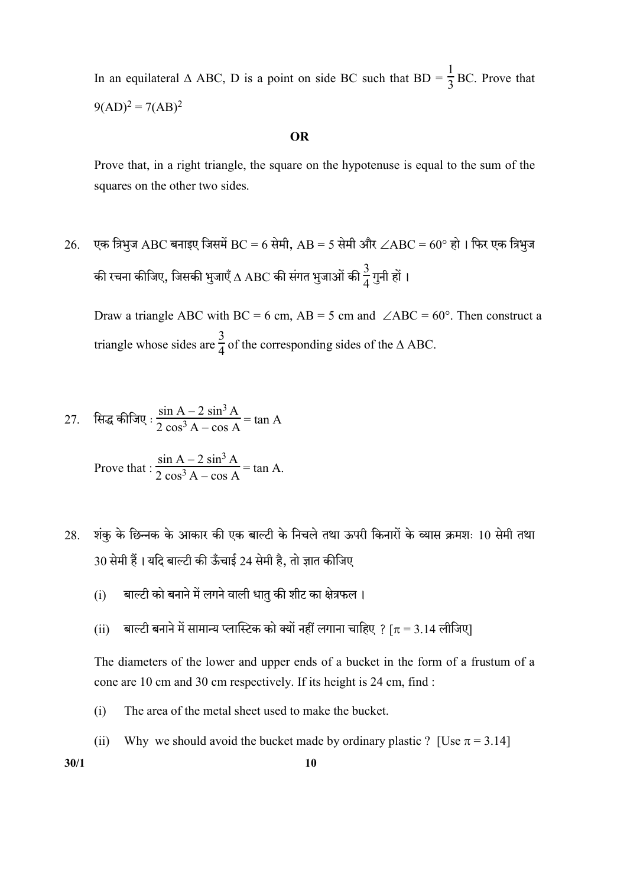In an equilateral $\Delta$ ABC, D is a point on side BC such that BD = $\frac{1}{3}$BC. Prove that $9(AD)^2 = 7(AB)^2$

**OR**

Prove that, in a right triangle, the square on the hypotenuse is equal to the sum of the squares on the other two sides.

26. एक त्रिभुज ABC बनाइए जिसमें BC = 6 सेमी, AB = 5 सेमी और $\angle ABC = 60°$ हो । फिर एक त्रिभुज की रचना कीजिए, जिसकी भुजाएँ $\Delta$ ABC की संगत भुजाओं की $\frac{3}{4}$ गुनी हों ।

    Draw a triangle ABC with BC = 6 cm, AB = 5 cm and $\angle ABC = 60°$. Then construct a triangle whose sides are $\frac{3}{4}$ of the corresponding sides of the $\Delta$ ABC.

27. सिद्ध कीजिए : $\dfrac{\sin A - 2\sin^3 A}{2\cos^3 A - \cos A} = \tan A$

    Prove that : $\dfrac{\sin A - 2\sin^3 A}{2\cos^3 A - \cos A} = \tan A.$

28. शंकु के छिन्नक के आकार की एक बाल्टी के निचले तथा ऊपरी किनारों के व्यास क्रमशः 10 सेमी तथा 30 सेमी हैं । यदि बाल्टी की ऊँचाई 24 सेमी है, तो ज्ञात कीजिए

    (i) बाल्टी को बनाने में लगने वाली धातु की शीट का क्षेत्रफल ।

    (ii) बाल्टी बनाने में सामान्य प्लास्टिक को क्यों नहीं लगाना चाहिए ? [$\pi = 3.14$ लीजिए]

    The diameters of the lower and upper ends of a bucket in the form of a frustum of a cone are 10 cm and 30 cm respectively. If its height is 24 cm, find :

    (i) The area of the metal sheet used to make the bucket.

    (ii) Why we should avoid the bucket made by ordinary plastic ? [Use $\pi = 3.14$]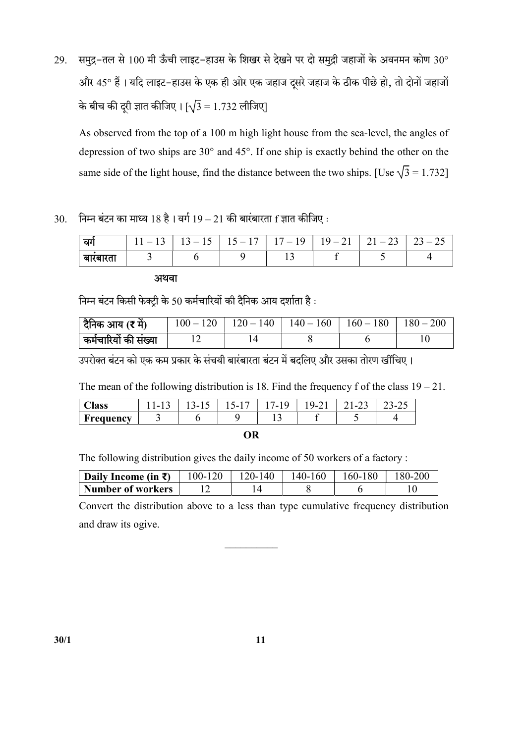29. समुद्र-तल से 100 मी ऊँची लाइट-हाउस के शिखर से देखने पर दो समुद्री जहाजों के अवनमन कोण 30° और 45° हैं । यदि लाइट-हाउस के एक ही ओर एक जहाज दूसरे जहाज के ठीक पीछे हो, तो दोनों जहाजों के बीच की दूरी ज्ञात कीजिए । [$\sqrt{3} = 1.732$ लीजिए]

    As observed from the top of a 100 m high light house from the sea-level, the angles of depression of two ships are 30° and 45°. If one ship is exactly behind the other on the same side of the light house, find the distance between the two ships. [Use $\sqrt{3} = 1.732$]

30. निम्न बंटन का माध्य 18 है । वर्ग 19 – 21 की बारंबारता f ज्ञात कीजिए :

| वर्ग | 11 – 13 | 13 – 15 | 15 – 17 | 17 – 19 | 19 – 21 | 21 – 23 | 23 – 25 |
|---|---|---|---|---|---|---|---|
| बारंबारता | 3 | 6 | 9 | 13 | f | 5 | 4 |

**अथवा**

निम्न बंटन किसी फेक्ट्री के 50 कर्मचारियों की दैनिक आय दर्शाता है :

| दैनिक आय (₹ में) | 100 – 120 | 120 – 140 | 140 – 160 | 160 – 180 | 180 – 200 |
|---|---|---|---|---|---|
| कर्मचारियों की संख्या | 12 | 14 | 8 | 6 | 10 |

उपरोक्त बंटन को एक कम प्रकार के संचयी बारंबारता बंटन में बदलिए और उसका तोरण खींचिए ।

The mean of the following distribution is 18. Find the frequency f of the class 19 – 21.

| **Class** | 11-13 | 13-15 | 15-17 | 17-19 | 19-21 | 21-23 | 23-25 |
|---|---|---|---|---|---|---|---|
| **Frequency** | 3 | 6 | 9 | 13 | f | 5 | 4 |

**OR**

The following distribution gives the daily income of 50 workers of a factory :

| **Daily Income (in ₹)** | 100-120 | 120-140 | 140-160 | 160-180 | 180-200 |
|---|---|---|---|---|---|
| **Number of workers** | 12 | 14 | 8 | 6 | 10 |

Convert the distribution above to a less than type cumulative frequency distribution and draw its ogive.